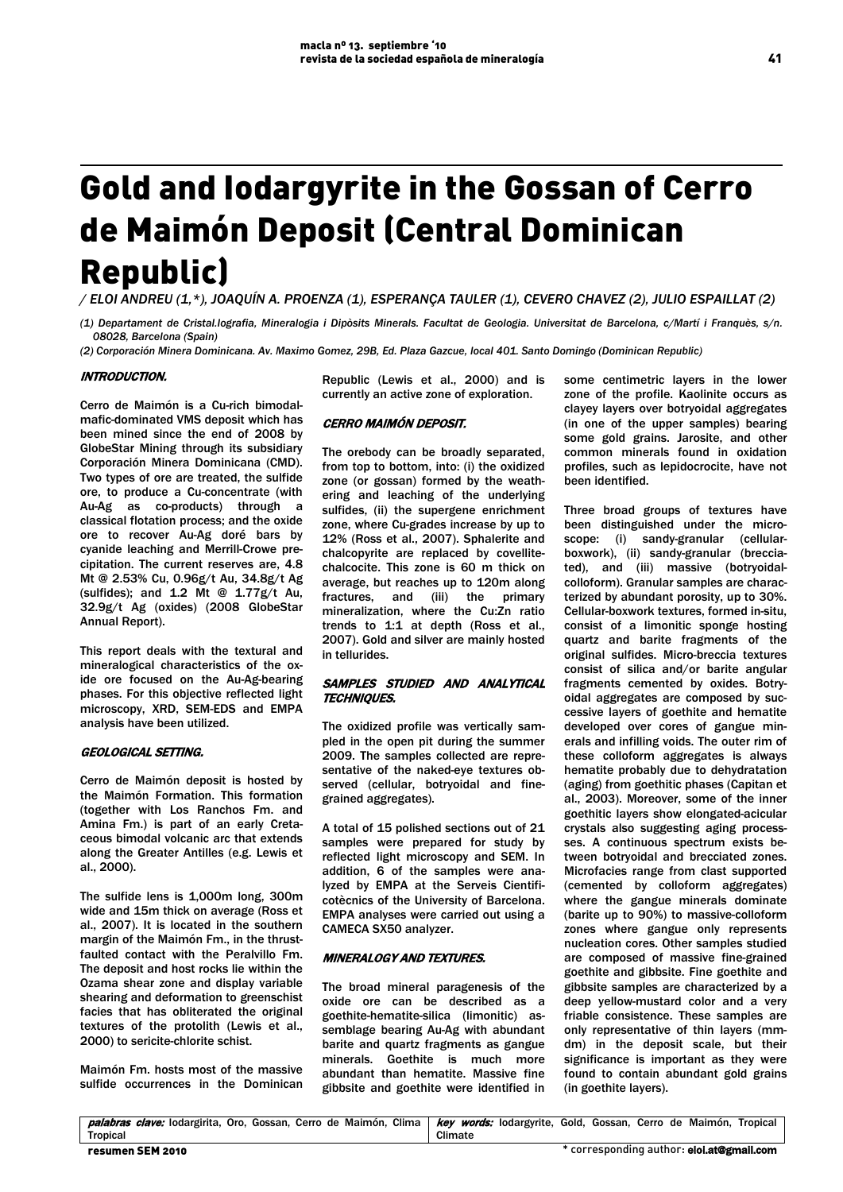# Gold and Iodargyrite in the Gossan of Cerro de Maimón Deposit (Central Dominican Republic)

/ ELOI ANDREU (1,*), JOAQUÍN A. PROENZA (1), ESPERANÇA TAULER (1), CEVERO CHAVEZ (2), JULIO ESPAILLAT (2)

(1) Departament de Cristal.lografia, Mineralogia i Dipòsits Minerals. Facultat de Geologia. Universitat de Barcelona, c/Martí i Franquès, s/n. 08028, Barcelona (Spain)

(2) Corporación Minera Dominicana. Av. Maximo Gomez, 29B, Ed. Plaza Gazcue, local 401. Santo Domingo (Dominican Republic)

## INTRODUCTION.

Cerro de Maimón is a Cu-rich bimodal-mafic-dominated VMS deposit which has been mined since the end of 2008 by GlobeStar Mining through its subsidiary Corporación Minera Dominicana (CMD). Two types of ore are treated, the sulfide ore, to produce a Cu-concentrate (with Au-Ag as co-products) through a classical flotation process; and the oxide ore to recover Au-Ag doré bars by cyanide leaching and Merrill-Crowe precipitation. The current reserves are, 4.8 Mt @ 2.53% Cu, 0.96g/t Au, 34.8g/t Ag (sulfides); and 1.2 Mt @ 1.77g/t Au, 32.9g/t Ag (oxides) (2008 GlobeStar Annual Report).

This report deals with the textural and mineralogical characteristics of the oxide ore focused on the Au-Ag-bearing phases. For this objective reflected light microscopy, XRD, SEM-EDS and EMPA analysis have been utilized.

## GEOLOGICAL SETTING.

Cerro de Maimón deposit is hosted by the Maimón Formation. This formation (together with Los Ranchos Fm. and Amina Fm.) is part of an early Cretaceous bimodal volcanic arc that extends along the Greater Antilles (e.g. Lewis et al., 2000).

The sulfide lens is 1,000m long, 300m wide and 15m thick on average (Ross et al., 2007). It is located in the southern margin of the Maimón Fm., in the thrust-faulted contact with the Peralvillo Fm. The deposit and host rocks lie within the Ozama shear zone and display variable shearing and deformation to greenschist facies that has obliterated the original textures of the protolith (Lewis et al., 2000) to sericite-chlorite schist.

Maimón Fm. hosts most of the massive sulfide occurrences in the Dominican Republic (Lewis et al., 2000) and is currently an active zone of exploration.

## CERRO MAIMÓN DEPOSIT.

The orebody can be broadly separated, from top to bottom, into: (i) the oxidized zone (or gossan) formed by the weathering and leaching of the underlying sulfides, (ii) the supergene enrichment zone, where Cu-grades increase by up to 12% (Ross et al., 2007). Sphalerite and chalcopyrite are replaced by covellite-chalcocite. This zone is 60 m thick on average, but reaches up to 120m along fractures, and (iii) the primary mineralization, where the Cu:Zn ratio trends to 1:1 at depth (Ross et al., 2007). Gold and silver are mainly hosted in tellurides.

## SAMPLES STUDIED AND ANALYTICAL TECHNIQUES.

The oxidized profile was vertically sampled in the open pit during the summer 2009. The samples collected are representative of the naked-eye textures observed (cellular, botryoidal and fine-grained aggregates).

A total of 15 polished sections out of 21 samples were prepared for study by reflected light microscopy and SEM. In addition, 6 of the samples were analyzed by EMPA at the Serveis Científicotècnics of the University of Barcelona. EMPA analyses were carried out using a CAMECA SX50 analyzer.

## MINERALOGY AND TEXTURES.

The broad mineral paragenesis of the oxide ore can be described as a goethite-hematite-silica (limonitic) assemblage bearing Au-Ag with abundant barite and quartz fragments as gangue minerals. Goethite is much more abundant than hematite. Massive fine gibbsite and goethite were identified in some centimetric layers in the lower zone of the profile. Kaolinite occurs as clayey layers over botryoidal aggregates (in one of the upper samples) bearing some gold grains. Jarosite, and other common minerals found in oxidation profiles, such as lepidocrocite, have not been identified.

Three broad groups of textures have been distinguished under the microscope: (i) sandy-granular (cellular-boxwork), (ii) sandy-granular (brecciated), and (iii) massive (botryoidal-colloform). Granular samples are characterized by abundant porosity, up to 30%. Cellular-boxwork textures, formed in-situ, consist of a limonitic sponge hosting quartz and barite fragments of the original sulfides. Micro-breccia textures consist of silica and/or barite angular fragments cemented by oxides. Botryoidal aggregates are composed by successive layers of goethite and hematite developed over cores of gangue minerals and infilling voids. The outer rim of these colloform aggregates is always hematite probably due to dehydratation (aging) from goethitic phases (Capitan et al., 2003). Moreover, some of the inner goethitic layers show elongated-acicular crystals also suggesting aging processes. A continuous spectrum exists between botryoidal and brecciated zones. Microfacies range from clast supported (cemented by colloform aggregates) where the gangue minerals dominate (barite up to 90%) to massive-colloform zones where gangue only represents nucleation cores. Other samples studied are composed of massive fine-grained goethite and gibbsite. Fine goethite and gibbsite samples are characterized by a deep yellow-mustard color and a very friable consistence. These samples are only representative of thin layers (mm-dm) in the deposit scale, but their significance is important as they were found to contain abundant gold grains (in goethite layers).

**palabras clave:** Iodargirita, Oro, Gossan, Cerro de Maimón, Clima Tropical

**key words:** Iodargyrite, Gold, Gossan, Cerro de Maimón, Tropical Climate

resumen SEM 2010

* corresponding author: eloi.at@gmail.com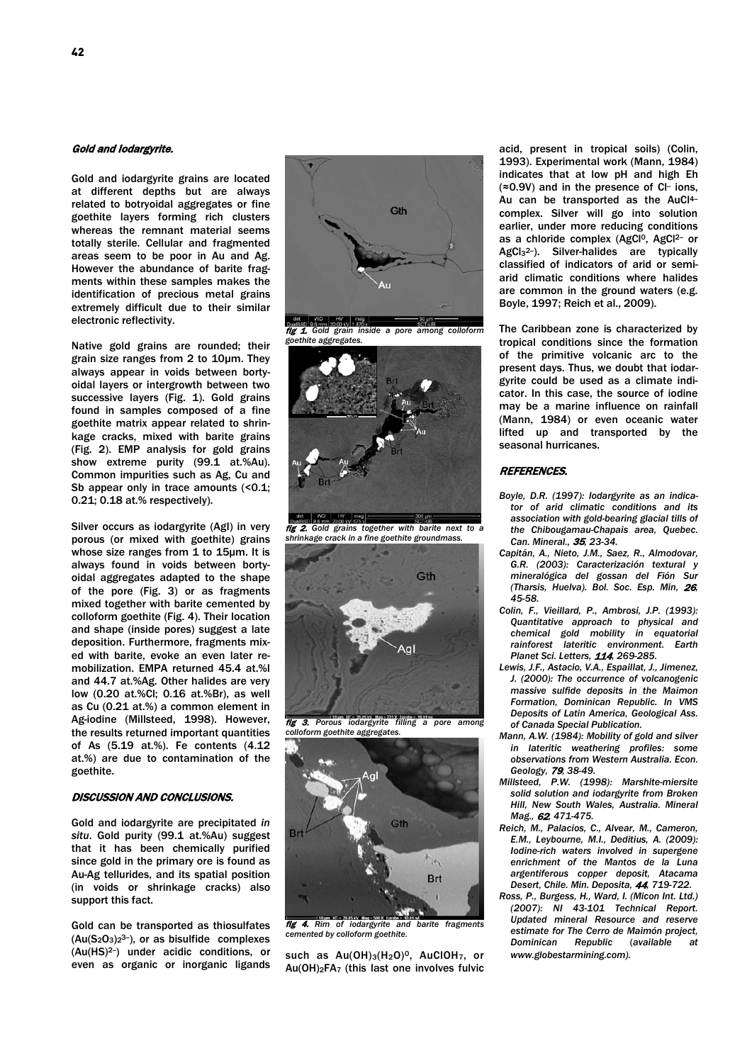### *Gold and Iodargyrite.*

Gold and iodargyrite grains are located at different depths but are always related to botryoidal aggregates or fine goethite layers forming rich clusters whereas the remnant material seems totally sterile. Cellular and fragmented areas seem to be poor in Au and Ag. However the abundance of barite fragments within these samples makes the identification of precious metal grains extremely difficult due to their similar electronic reflectivity.

Native gold grains are rounded; their grain size ranges from 2 to 10µm. They always appear in voids between bortyoidal layers or intergrowth between two successive layers (Fig. 1). Gold grains found in samples composed of a fine goethite matrix appear related to shrinkage cracks, mixed with barite grains (Fig. 2). EMP analysis for gold grains show extreme purity (99.1 at.%Au). Common impurities such as Ag, Cu and Sb appear only in trace amounts (<0.1; 0.21; 0.18 at.% respectively).

Silver occurs as iodargyrite (AgI) in very porous (or mixed with goethite) grains whose size ranges from 1 to 15µm. It is always found in voids between bortyoidal aggregates adapted to the shape of the pore (Fig. 3) or as fragments mixed together with barite cemented by colloform goethite (Fig. 4). Their location and shape (inside pores) suggest a late deposition. Furthermore, fragments mixed with barite, evoke an even later remobilization. EMPA returned 45.4 at.%I and 44.7 at.%Ag. Other halides are very low (0.20 at.%Cl; 0.16 at.%Br), as well as Cu (0.21 at.%) a common element in Ag-iodine (Millsteed, 1998). However, the results returned important quantities of As (5.19 at.%). Fe contents (4.12 at.%) are due to contamination of the goethite.

*fig 1. Gold grain inside a pore among colloform goethite aggregates.*

*fig 2. Gold grains together with barite next to a shrinkage crack in a fine goethite groundmass.*

*fig 3. Porous iodargyrite filling a pore among colloform goethite aggregates.*

*fig 4. Rim of iodargyrite and barite fragments cemented by colloform goethite.*

### *DISCUSSION AND CONCLUSIONS.*

Gold and iodargyrite are precipitated *in situ*. Gold purity (99.1 at.%Au) suggest that it has been chemically purified since gold in the primary ore is found as Au-Ag tellurides, and its spatial position (in voids or shrinkage cracks) also support this fact.

Gold can be transported as thiosulfates ($Au(S_2O_3)_2^{3-}$), or as bisulfide complexes ($Au(HS)^{2-}$) under acidic conditions, or even as organic or inorganic ligands such as $Au(OH)_3(H_2O)^0$, $AuClOH_7$, or $Au(OH)_2FA_7$ (this last one involves fulvic acid, present in tropical soils) (Colin, 1993). Experimental work (Mann, 1984) indicates that at low pH and high Eh (≈0.9V) and in the presence of $Cl^-$ ions, Au can be transported as the $AuCl^{4-}$ complex. Silver will go into solution earlier, under more reducing conditions as a chloride complex ($AgCl^0$, $AgCl^{2-}$ or $AgCl_3^{2-}$). Silver-halides are typically classified of indicators of arid or semi-arid climatic conditions where halides are common in the ground waters (e.g. Boyle, 1997; Reich et al., 2009).

The Caribbean zone is characterized by tropical conditions since the formation of the primitive volcanic arc to the present days. Thus, we doubt that iodargyrite could be used as a climate indicator. In this case, the source of iodine may be a marine influence on rainfall (Mann, 1984) or even oceanic water lifted up and transported by the seasonal hurricanes.

### *REFERENCES.*

*Boyle, D.R. (1997): Iodargyrite as an indicator of arid climatic conditions and its association with gold-bearing glacial tills of the Chibougamau-Chapais area, Quebec. Can. Mineral.,* ***35****, 23-34.*

*Capitán, A., Nieto, J.M., Saez, R., Almodovar, G.R. (2003): Caracterización textural y mineralógica del gossan del Fión Sur (Tharsis, Huelva). Bol. Soc. Esp. Min,* ***26****, 45-58.*

*Colin, F., Vieillard, P., Ambrosi, J.P. (1993): Quantitative approach to physical and chemical gold mobility in equatorial rainforest lateritic environment. Earth Planet Sci. Letters,* ***114****, 269-285.*

*Lewis, J.F., Astacio, V.A., Espaillat, J., Jimenez, J. (2000): The occurrence of volcanogenic massive sulfide deposits in the Maimon Formation, Dominican Republic. In VMS Deposits of Latin America, Geological Ass. of Canada Special Publication.*

*Mann, A.W. (1984): Mobility of gold and silver in lateritic weathering profiles: some observations from Western Australia. Econ. Geology,* ***79****, 38-49.*

*Millsteed, P.W. (1998): Marshite-miersite solid solution and iodargyrite from Broken Hill, New South Wales, Australia. Mineral Mag.,* ***62****, 471-475.*

*Reich, M., Palacios, C., Alvear, M., Cameron, E.M., Leybourne, M.I., Deditius, A. (2009): Iodine-rich waters involved in supergene enrichment of the Mantos de la Luna argentiferous copper deposit, Atacama Desert, Chile. Min. Deposita,* ***44****, 719-722.*

*Ross, P., Burgess, H., Ward, I. (Micon Int. Ltd.) (2007): NI 43-101 Technical Report. Updated mineral Resource and reserve estimate for The Cerro de Maimón project, Dominican Republic (available at www.globestarmining.com).*